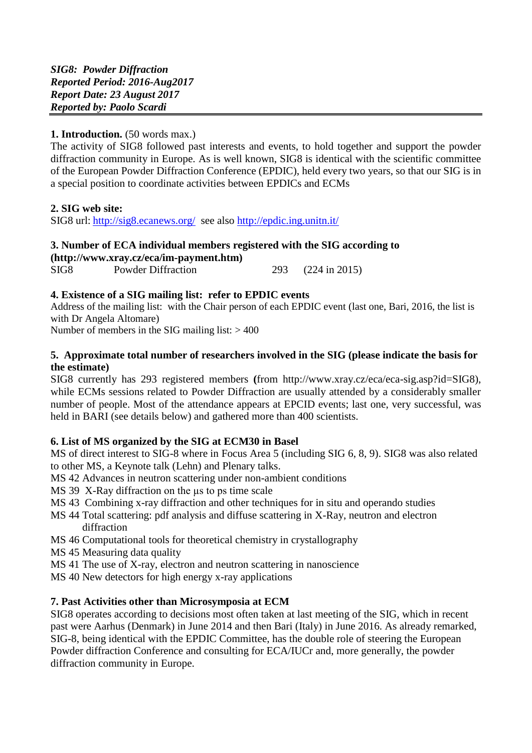***SIG8: Powder Diffraction***
***Reported Period: 2016-Aug2017***
***Report Date: 23 August 2017***
***Reported by: Paolo Scardi***

---

**1. Introduction.** (50 words max.)

The activity of SIG8 followed past interests and events, to hold together and support the powder diffraction community in Europe. As is well known, SIG8 is identical with the scientific committee of the European Powder Diffraction Conference (EPDIC), held every two years, so that our SIG is in a special position to coordinate activities between EPDICs and ECMs

**2. SIG web site:**

SIG8 url: http://sig8.ecanews.org/ see also http://epdic.ing.unitn.it/

**3. Number of ECA individual members registered with the SIG according to (http://www.xray.cz/eca/im-payment.htm)**

| SIG8 | Powder Diffraction | 293 | (224 in 2015) |
|---|---|---|---|

**4. Existence of a SIG mailing list: refer to EPDIC events**

Address of the mailing list: with the Chair person of each EPDIC event (last one, Bari, 2016, the list is with Dr Angela Altomare)

Number of members in the SIG mailing list: > 400

**5. Approximate total number of researchers involved in the SIG (please indicate the basis for the estimate)**

SIG8 currently has 293 registered members **(**from http://www.xray.cz/eca/eca-sig.asp?id=SIG8), while ECMs sessions related to Powder Diffraction are usually attended by a considerably smaller number of people. Most of the attendance appears at EPCID events; last one, very successful, was held in BARI (see details below) and gathered more than 400 scientists.

**6. List of MS organized by the SIG at ECM30 in Basel**

MS of direct interest to SIG-8 where in Focus Area 5 (including SIG 6, 8, 9). SIG8 was also related to other MS, a Keynote talk (Lehn) and Plenary talks.

- MS 42 Advances in neutron scattering under non-ambient conditions
- MS 39 X-Ray diffraction on the μs to ps time scale
- MS 43 Combining x-ray diffraction and other techniques for in situ and operando studies
- MS 44 Total scattering: pdf analysis and diffuse scattering in X-Ray, neutron and electron diffraction
- MS 46 Computational tools for theoretical chemistry in crystallography
- MS 45 Measuring data quality
- MS 41 The use of X-ray, electron and neutron scattering in nanoscience
- MS 40 New detectors for high energy x-ray applications

**7. Past Activities other than Microsymposia at ECM**

SIG8 operates according to decisions most often taken at last meeting of the SIG, which in recent past were Aarhus (Denmark) in June 2014 and then Bari (Italy) in June 2016. As already remarked, SIG-8, being identical with the EPDIC Committee, has the double role of steering the European Powder diffraction Conference and consulting for ECA/IUCr and, more generally, the powder diffraction community in Europe.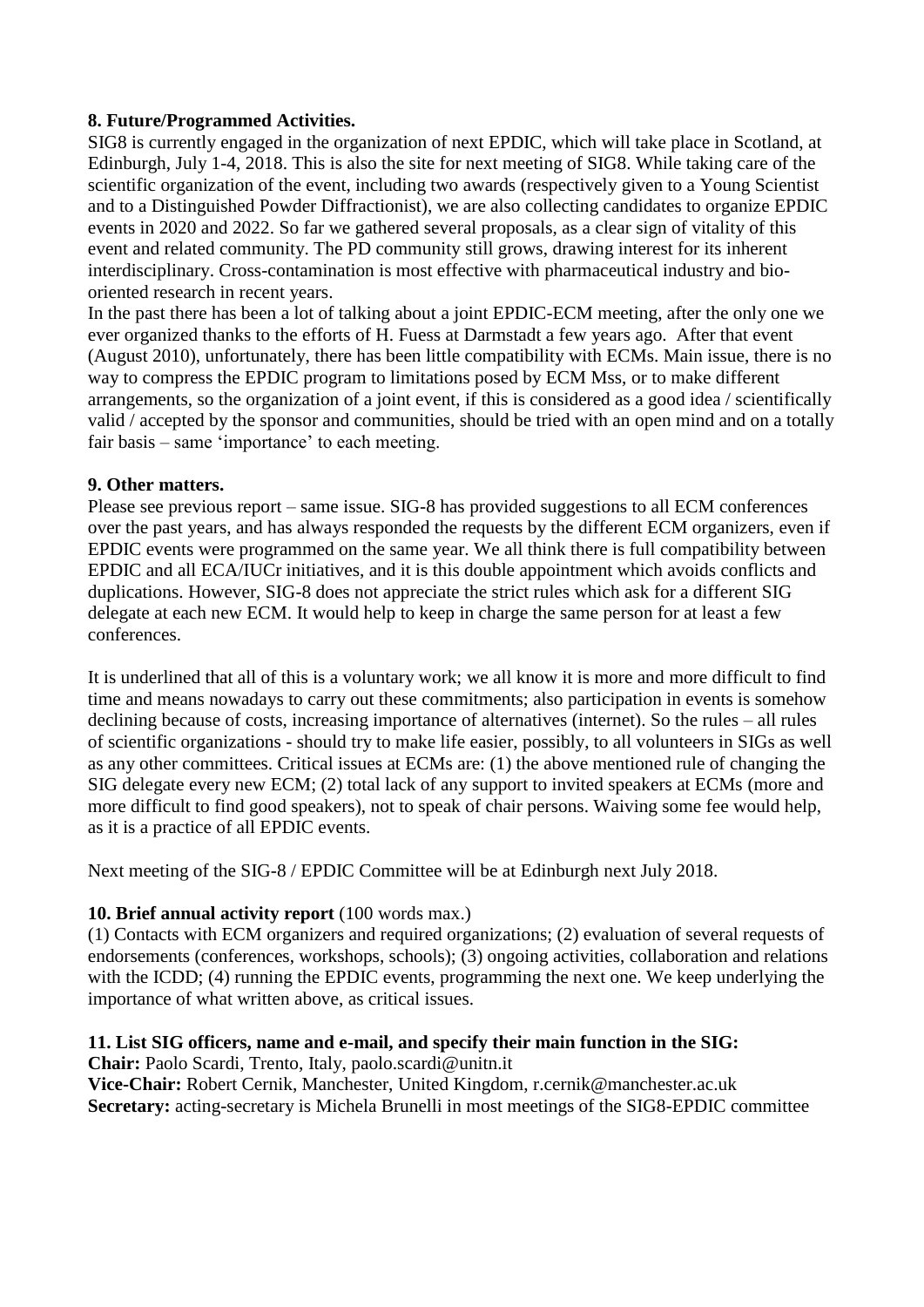**8. Future/Programmed Activities.**
SIG8 is currently engaged in the organization of next EPDIC, which will take place in Scotland, at Edinburgh, July 1-4, 2018. This is also the site for next meeting of SIG8. While taking care of the scientific organization of the event, including two awards (respectively given to a Young Scientist and to a Distinguished Powder Diffractionist), we are also collecting candidates to organize EPDIC events in 2020 and 2022. So far we gathered several proposals, as a clear sign of vitality of this event and related community. The PD community still grows, drawing interest for its inherent interdisciplinary. Cross-contamination is most effective with pharmaceutical industry and bio-oriented research in recent years.
In the past there has been a lot of talking about a joint EPDIC-ECM meeting, after the only one we ever organized thanks to the efforts of H. Fuess at Darmstadt a few years ago. After that event (August 2010), unfortunately, there has been little compatibility with ECMs. Main issue, there is no way to compress the EPDIC program to limitations posed by ECM Mss, or to make different arrangements, so the organization of a joint event, if this is considered as a good idea / scientifically valid / accepted by the sponsor and communities, should be tried with an open mind and on a totally fair basis – same 'importance' to each meeting.

**9. Other matters.**
Please see previous report – same issue. SIG-8 has provided suggestions to all ECM conferences over the past years, and has always responded the requests by the different ECM organizers, even if EPDIC events were programmed on the same year. We all think there is full compatibility between EPDIC and all ECA/IUCr initiatives, and it is this double appointment which avoids conflicts and duplications. However, SIG-8 does not appreciate the strict rules which ask for a different SIG delegate at each new ECM. It would help to keep in charge the same person for at least a few conferences.

It is underlined that all of this is a voluntary work; we all know it is more and more difficult to find time and means nowadays to carry out these commitments; also participation in events is somehow declining because of costs, increasing importance of alternatives (internet). So the rules – all rules of scientific organizations - should try to make life easier, possibly, to all volunteers in SIGs as well as any other committees. Critical issues at ECMs are: (1) the above mentioned rule of changing the SIG delegate every new ECM; (2) total lack of any support to invited speakers at ECMs (more and more difficult to find good speakers), not to speak of chair persons. Waiving some fee would help, as it is a practice of all EPDIC events.

Next meeting of the SIG-8 / EPDIC Committee will be at Edinburgh next July 2018.

**10. Brief annual activity report** (100 words max.)
(1) Contacts with ECM organizers and required organizations; (2) evaluation of several requests of endorsements (conferences, workshops, schools); (3) ongoing activities, collaboration and relations with the ICDD; (4) running the EPDIC events, programming the next one. We keep underlying the importance of what written above, as critical issues.

**11. List SIG officers, name and e-mail, and specify their main function in the SIG:**
**Chair:** Paolo Scardi, Trento, Italy, paolo.scardi@unitn.it
**Vice-Chair:** Robert Cernik, Manchester, United Kingdom, r.cernik@manchester.ac.uk
**Secretary:** acting-secretary is Michela Brunelli in most meetings of the SIG8-EPDIC committee